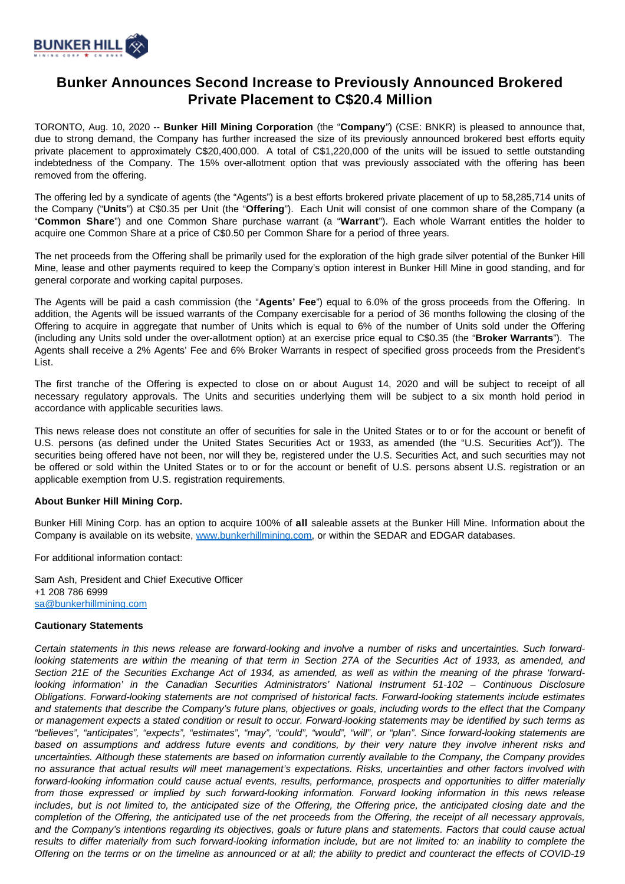# Bunker Announces Second Increase to Previously Announced Brokered Private Placement to C$20.4 Million

TORONTO, Aug. 10, 2020 -- **Bunker Hill Mining Corporation** (the "**Company**") (CSE: BNKR) is pleased to announce that, due to strong demand, the Company has further increased the size of its previously announced brokered best efforts equity private placement to approximately C$20,400,000. A total of C$1,220,000 of the units will be issued to settle outstanding indebtedness of the Company. The 15% over-allotment option that was previously associated with the offering has been removed from the offering.

The offering led by a syndicate of agents (the "Agents") is a best efforts brokered private placement of up to 58,285,714 units of the Company ("**Units**") at C$0.35 per Unit (the "**Offering**"). Each Unit will consist of one common share of the Company (a "**Common Share**") and one Common Share purchase warrant (a "**Warrant**"). Each whole Warrant entitles the holder to acquire one Common Share at a price of C$0.50 per Common Share for a period of three years.

The net proceeds from the Offering shall be primarily used for the exploration of the high grade silver potential of the Bunker Hill Mine, lease and other payments required to keep the Company's option interest in Bunker Hill Mine in good standing, and for general corporate and working capital purposes.

The Agents will be paid a cash commission (the "**Agents' Fee**") equal to 6.0% of the gross proceeds from the Offering. In addition, the Agents will be issued warrants of the Company exercisable for a period of 36 months following the closing of the Offering to acquire in aggregate that number of Units which is equal to 6% of the number of Units sold under the Offering (including any Units sold under the over-allotment option) at an exercise price equal to C$0.35 (the "**Broker Warrants**"). The Agents shall receive a 2% Agents' Fee and 6% Broker Warrants in respect of specified gross proceeds from the President's List.

The first tranche of the Offering is expected to close on or about August 14, 2020 and will be subject to receipt of all necessary regulatory approvals. The Units and securities underlying them will be subject to a six month hold period in accordance with applicable securities laws.

This news release does not constitute an offer of securities for sale in the United States or to or for the account or benefit of U.S. persons (as defined under the United States Securities Act or 1933, as amended (the "U.S. Securities Act")). The securities being offered have not been, nor will they be, registered under the U.S. Securities Act, and such securities may not be offered or sold within the United States or to or for the account or benefit of U.S. persons absent U.S. registration or an applicable exemption from U.S. registration requirements.

**About Bunker Hill Mining Corp.**

Bunker Hill Mining Corp. has an option to acquire 100% of **all** saleable assets at the Bunker Hill Mine. Information about the Company is available on its website, [www.bunkerhillmining.com](http://www.bunkerhillmining.com), or within the SEDAR and EDGAR databases.

For additional information contact:

Sam Ash, President and Chief Executive Officer
+1 208 786 6999
[sa@bunkerhillmining.com](mailto:sa@bunkerhillmining.com)

**Cautionary Statements**

*Certain statements in this news release are forward-looking and involve a number of risks and uncertainties. Such forward-looking statements are within the meaning of that term in Section 27A of the Securities Act of 1933, as amended, and Section 21E of the Securities Exchange Act of 1934, as amended, as well as within the meaning of the phrase 'forward-looking information' in the Canadian Securities Administrators' National Instrument 51-102 – Continuous Disclosure Obligations. Forward-looking statements are not comprised of historical facts. Forward-looking statements include estimates and statements that describe the Company's future plans, objectives or goals, including words to the effect that the Company or management expects a stated condition or result to occur. Forward-looking statements may be identified by such terms as "believes", "anticipates", "expects", "estimates", "may", "could", "would", "will", or "plan". Since forward-looking statements are based on assumptions and address future events and conditions, by their very nature they involve inherent risks and uncertainties. Although these statements are based on information currently available to the Company, the Company provides no assurance that actual results will meet management's expectations. Risks, uncertainties and other factors involved with forward-looking information could cause actual events, results, performance, prospects and opportunities to differ materially from those expressed or implied by such forward-looking information. Forward looking information in this news release includes, but is not limited to, the anticipated size of the Offering, the Offering price, the anticipated closing date and the completion of the Offering, the anticipated use of the net proceeds from the Offering, the receipt of all necessary approvals, and the Company's intentions regarding its objectives, goals or future plans and statements. Factors that could cause actual results to differ materially from such forward-looking information include, but are not limited to: an inability to complete the Offering on the terms or on the timeline as announced or at all; the ability to predict and counteract the effects of COVID-19*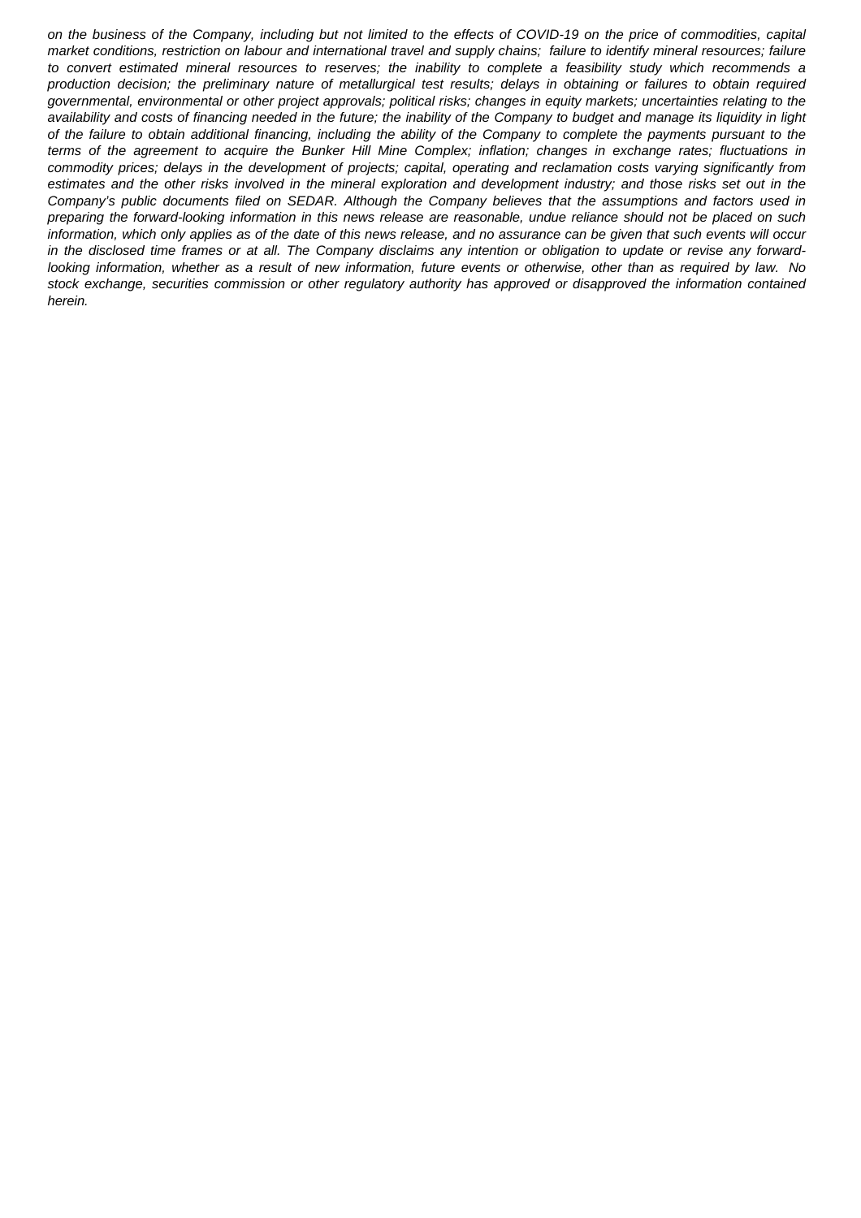*on the business of the Company, including but not limited to the effects of COVID-19 on the price of commodities, capital market conditions, restriction on labour and international travel and supply chains; failure to identify mineral resources; failure to convert estimated mineral resources to reserves; the inability to complete a feasibility study which recommends a production decision; the preliminary nature of metallurgical test results; delays in obtaining or failures to obtain required governmental, environmental or other project approvals; political risks; changes in equity markets; uncertainties relating to the availability and costs of financing needed in the future; the inability of the Company to budget and manage its liquidity in light of the failure to obtain additional financing, including the ability of the Company to complete the payments pursuant to the terms of the agreement to acquire the Bunker Hill Mine Complex; inflation; changes in exchange rates; fluctuations in commodity prices; delays in the development of projects; capital, operating and reclamation costs varying significantly from estimates and the other risks involved in the mineral exploration and development industry; and those risks set out in the Company's public documents filed on SEDAR. Although the Company believes that the assumptions and factors used in preparing the forward-looking information in this news release are reasonable, undue reliance should not be placed on such information, which only applies as of the date of this news release, and no assurance can be given that such events will occur in the disclosed time frames or at all. The Company disclaims any intention or obligation to update or revise any forward-looking information, whether as a result of new information, future events or otherwise, other than as required by law. No stock exchange, securities commission or other regulatory authority has approved or disapproved the information contained herein.*